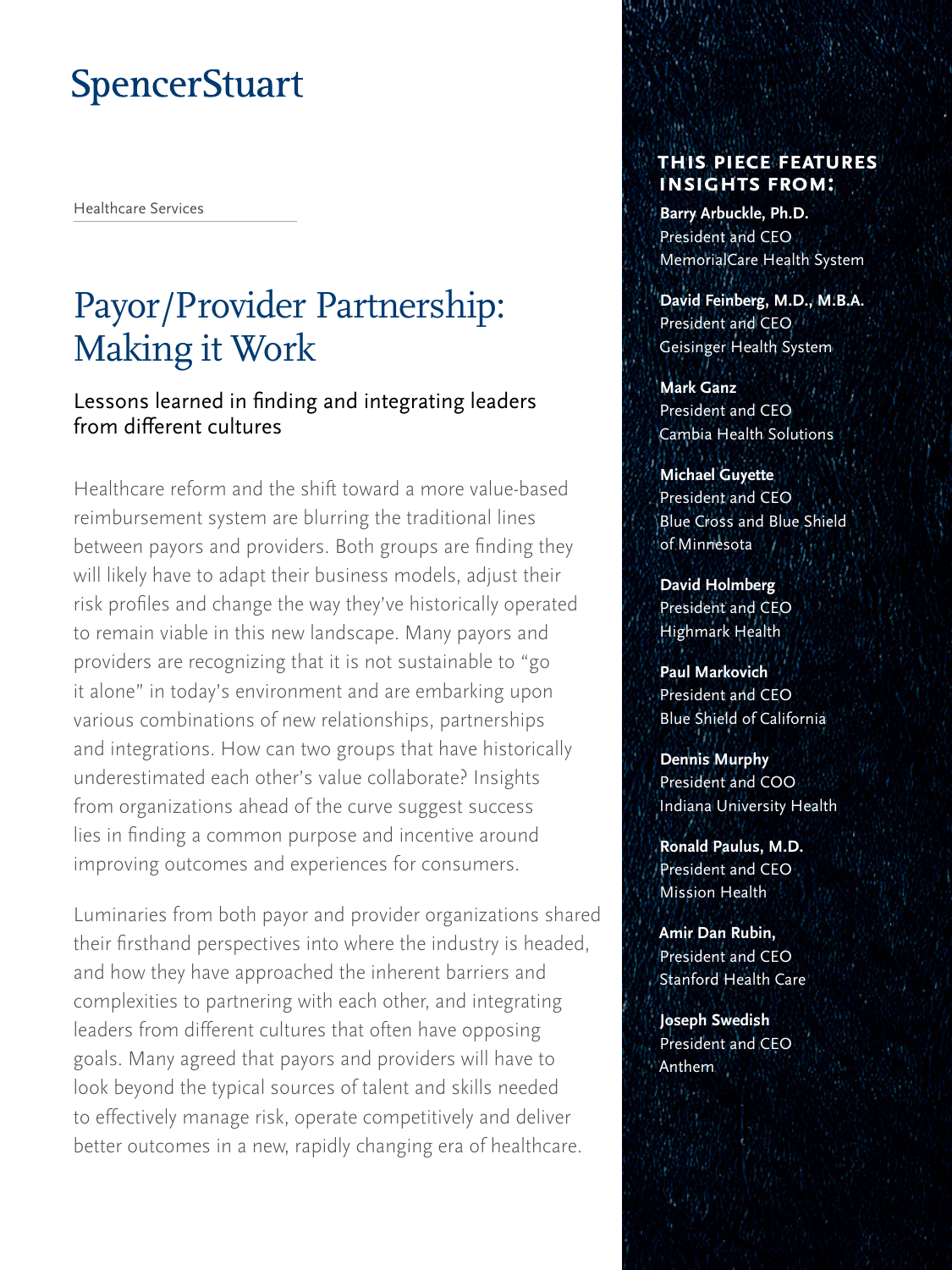SpencerStuart

Healthcare Services

# Payor/Provider Partnership: Making it Work

## Lessons learned in finding and integrating leaders from different cultures

Healthcare reform and the shift toward a more value-based reimbursement system are blurring the traditional lines between payors and providers. Both groups are finding they will likely have to adapt their business models, adjust their risk profiles and change the way they've historically operated to remain viable in this new landscape. Many payors and providers are recognizing that it is not sustainable to "go it alone" in today's environment and are embarking upon various combinations of new relationships, partnerships and integrations. How can two groups that have historically underestimated each other's value collaborate? Insights from organizations ahead of the curve suggest success lies in finding a common purpose and incentive around improving outcomes and experiences for consumers.

Luminaries from both payor and provider organizations shared their firsthand perspectives into where the industry is headed, and how they have approached the inherent barriers and complexities to partnering with each other, and integrating leaders from different cultures that often have opposing goals. Many agreed that payors and providers will have to look beyond the typical sources of talent and skills needed to effectively manage risk, operate competitively and deliver better outcomes in a new, rapidly changing era of healthcare.

### This piece features insights from:

**Barry Arbuckle, Ph.D.**
President and CEO
MemorialCare Health System

**David Feinberg, M.D., M.B.A.**
President and CEO
Geisinger Health System

**Mark Ganz**
President and CEO
Cambia Health Solutions

**Michael Guyette**
President and CEO
Blue Cross and Blue Shield of Minnesota

**David Holmberg**
President and CEO
Highmark Health

**Paul Markovich**
President and CEO
Blue Shield of California

**Dennis Murphy**
President and COO
Indiana University Health

**Ronald Paulus, M.D.**
President and CEO
Mission Health

**Amir Dan Rubin,**
President and CEO
Stanford Health Care

**Joseph Swedish**
President and CEO
Anthem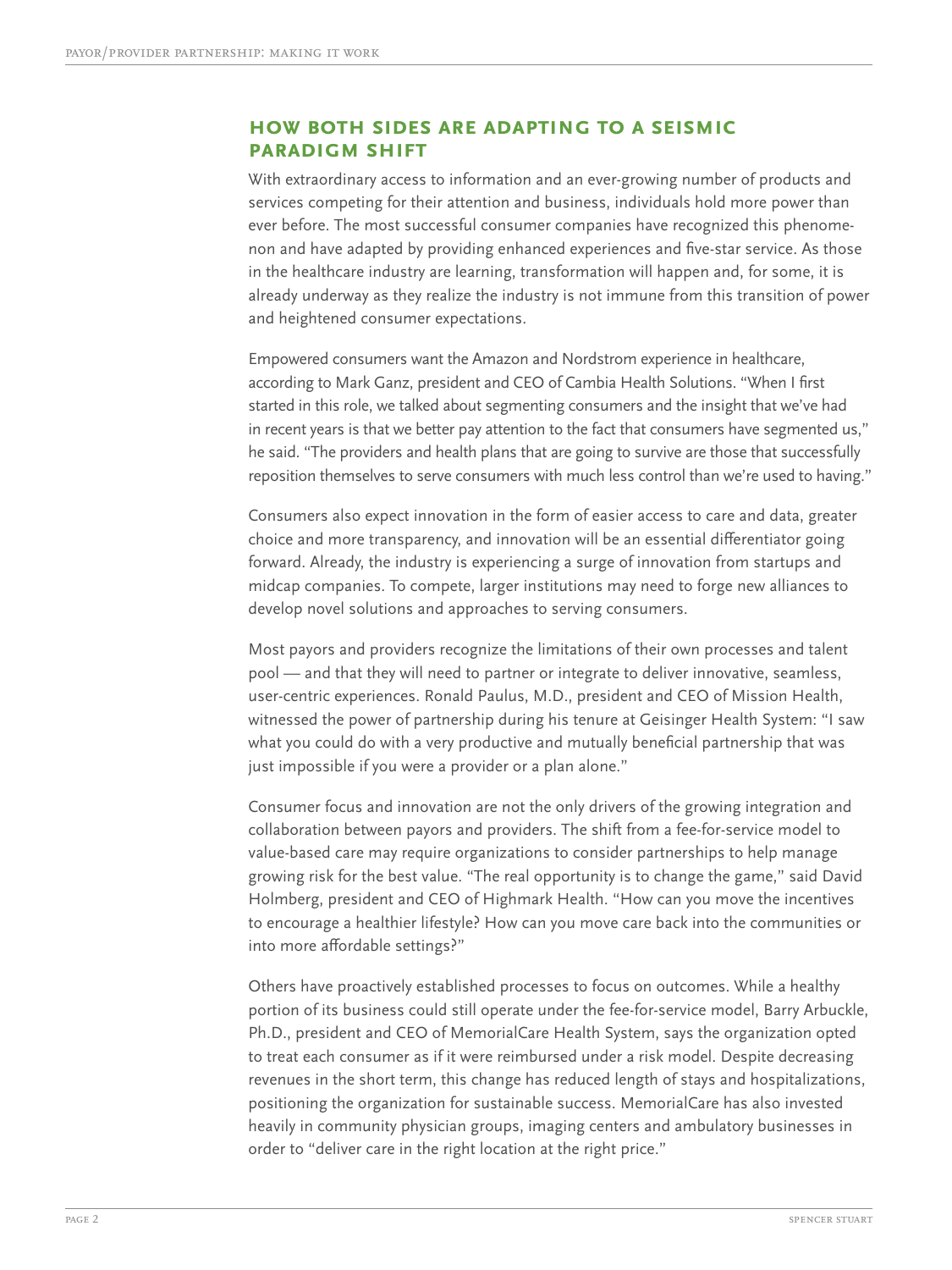## How Both Sides Are Adapting to a Seismic Paradigm Shift

With extraordinary access to information and an ever-growing number of products and services competing for their attention and business, individuals hold more power than ever before. The most successful consumer companies have recognized this phenomenon and have adapted by providing enhanced experiences and five-star service. As those in the healthcare industry are learning, transformation will happen and, for some, it is already underway as they realize the industry is not immune from this transition of power and heightened consumer expectations.

Empowered consumers want the Amazon and Nordstrom experience in healthcare, according to Mark Ganz, president and CEO of Cambia Health Solutions. "When I first started in this role, we talked about segmenting consumers and the insight that we've had in recent years is that we better pay attention to the fact that consumers have segmented us," he said. "The providers and health plans that are going to survive are those that successfully reposition themselves to serve consumers with much less control than we're used to having."

Consumers also expect innovation in the form of easier access to care and data, greater choice and more transparency, and innovation will be an essential differentiator going forward. Already, the industry is experiencing a surge of innovation from startups and midcap companies. To compete, larger institutions may need to forge new alliances to develop novel solutions and approaches to serving consumers.

Most payors and providers recognize the limitations of their own processes and talent pool — and that they will need to partner or integrate to deliver innovative, seamless, user-centric experiences. Ronald Paulus, M.D., president and CEO of Mission Health, witnessed the power of partnership during his tenure at Geisinger Health System: "I saw what you could do with a very productive and mutually beneficial partnership that was just impossible if you were a provider or a plan alone."

Consumer focus and innovation are not the only drivers of the growing integration and collaboration between payors and providers. The shift from a fee-for-service model to value-based care may require organizations to consider partnerships to help manage growing risk for the best value. "The real opportunity is to change the game," said David Holmberg, president and CEO of Highmark Health. "How can you move the incentives to encourage a healthier lifestyle? How can you move care back into the communities or into more affordable settings?"

Others have proactively established processes to focus on outcomes. While a healthy portion of its business could still operate under the fee-for-service model, Barry Arbuckle, Ph.D., president and CEO of MemorialCare Health System, says the organization opted to treat each consumer as if it were reimbursed under a risk model. Despite decreasing revenues in the short term, this change has reduced length of stays and hospitalizations, positioning the organization for sustainable success. MemorialCare has also invested heavily in community physician groups, imaging centers and ambulatory businesses in order to "deliver care in the right location at the right price."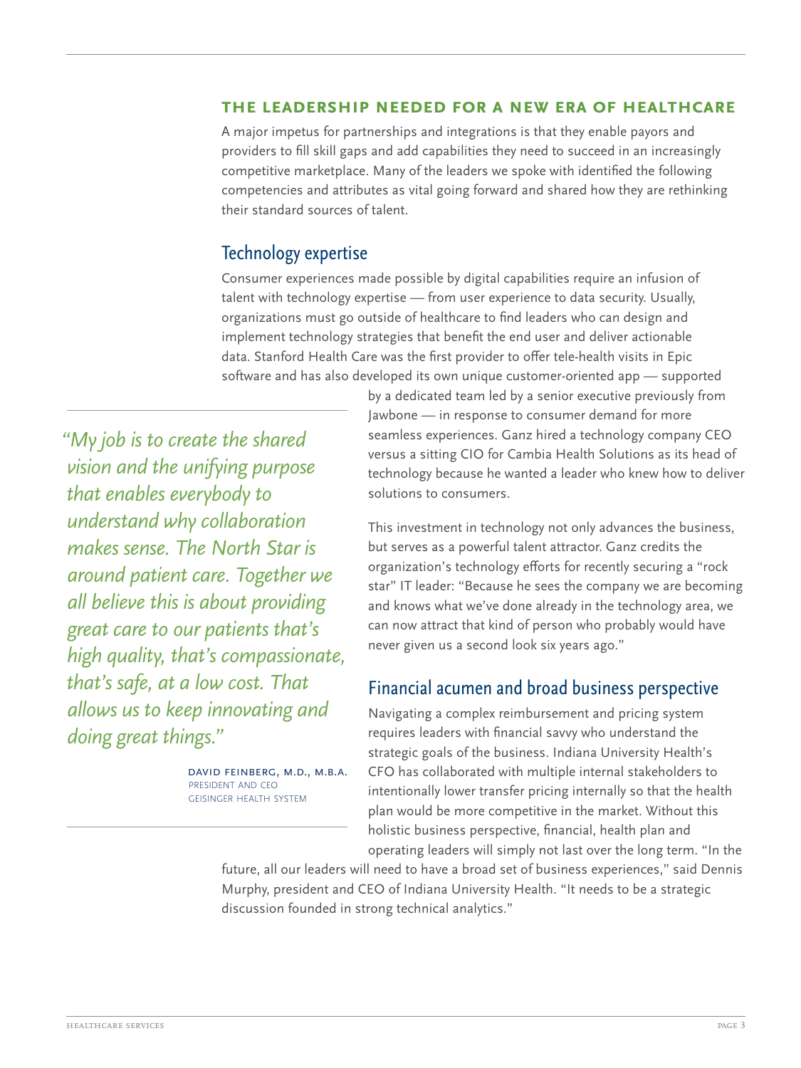## THE LEADERSHIP NEEDED FOR A NEW ERA OF HEALTHCARE

A major impetus for partnerships and integrations is that they enable payors and providers to fill skill gaps and add capabilities they need to succeed in an increasingly competitive marketplace. Many of the leaders we spoke with identified the following competencies and attributes as vital going forward and shared how they are rethinking their standard sources of talent.

### Technology expertise

Consumer experiences made possible by digital capabilities require an infusion of talent with technology expertise — from user experience to data security. Usually, organizations must go outside of healthcare to find leaders who can design and implement technology strategies that benefit the end user and deliver actionable data. Stanford Health Care was the first provider to offer tele-health visits in Epic software and has also developed its own unique customer-oriented app — supported by a dedicated team led by a senior executive previously from Jawbone — in response to consumer demand for more seamless experiences. Ganz hired a technology company CEO versus a sitting CIO for Cambia Health Solutions as its head of technology because he wanted a leader who knew how to deliver solutions to consumers.

This investment in technology not only advances the business, but serves as a powerful talent attractor. Ganz credits the organization's technology efforts for recently securing a "rock star" IT leader: "Because he sees the company we are becoming and knows what we've done already in the technology area, we can now attract that kind of person who probably would have never given us a second look six years ago."

> *"My job is to create the shared vision and the unifying purpose that enables everybody to understand why collaboration makes sense. The North Star is around patient care. Together we all believe this is about providing great care to our patients that's high quality, that's compassionate, that's safe, at a low cost. That allows us to keep innovating and doing great things."*
>
> DAVID FEINBERG, M.D., M.B.A.
> PRESIDENT AND CEO
> GEISINGER HEALTH SYSTEM

### Financial acumen and broad business perspective

Navigating a complex reimbursement and pricing system requires leaders with financial savvy who understand the strategic goals of the business. Indiana University Health's CFO has collaborated with multiple internal stakeholders to intentionally lower transfer pricing internally so that the health plan would be more competitive in the market. Without this holistic business perspective, financial, health plan and operating leaders will simply not last over the long term. "In the future, all our leaders will need to have a broad set of business experiences," said Dennis Murphy, president and CEO of Indiana University Health. "It needs to be a strategic discussion founded in strong technical analytics."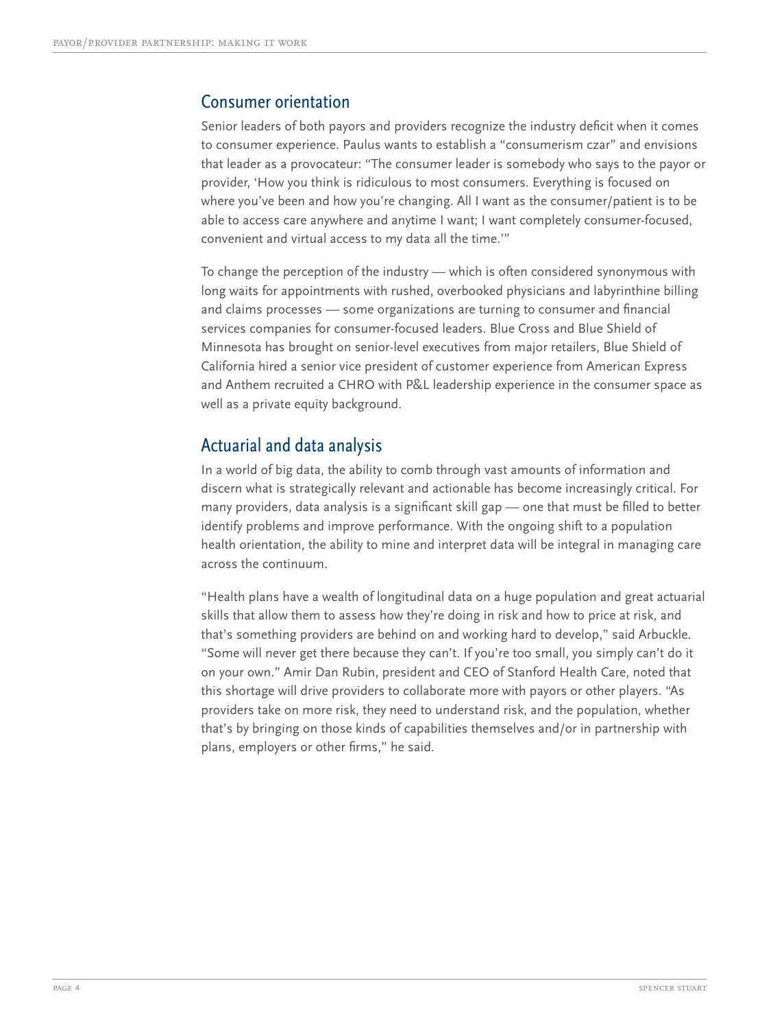## Consumer orientation

Senior leaders of both payors and providers recognize the industry deficit when it comes to consumer experience. Paulus wants to establish a "consumerism czar" and envisions that leader as a provocateur: "The consumer leader is somebody who says to the payor or provider, 'How you think is ridiculous to most consumers. Everything is focused on where you've been and how you're changing. All I want as the consumer/patient is to be able to access care anywhere and anytime I want; I want completely consumer-focused, convenient and virtual access to my data all the time.'"

To change the perception of the industry — which is often considered synonymous with long waits for appointments with rushed, overbooked physicians and labyrinthine billing and claims processes — some organizations are turning to consumer and financial services companies for consumer-focused leaders. Blue Cross and Blue Shield of Minnesota has brought on senior-level executives from major retailers, Blue Shield of California hired a senior vice president of customer experience from American Express and Anthem recruited a CHRO with P&L leadership experience in the consumer space as well as a private equity background.

## Actuarial and data analysis

In a world of big data, the ability to comb through vast amounts of information and discern what is strategically relevant and actionable has become increasingly critical. For many providers, data analysis is a significant skill gap — one that must be filled to better identify problems and improve performance. With the ongoing shift to a population health orientation, the ability to mine and interpret data will be integral in managing care across the continuum.

"Health plans have a wealth of longitudinal data on a huge population and great actuarial skills that allow them to assess how they're doing in risk and how to price at risk, and that's something providers are behind on and working hard to develop," said Arbuckle. "Some will never get there because they can't. If you're too small, you simply can't do it on your own." Amir Dan Rubin, president and CEO of Stanford Health Care, noted that this shortage will drive providers to collaborate more with payors or other players. "As providers take on more risk, they need to understand risk, and the population, whether that's by bringing on those kinds of capabilities themselves and/or in partnership with plans, employers or other firms," he said.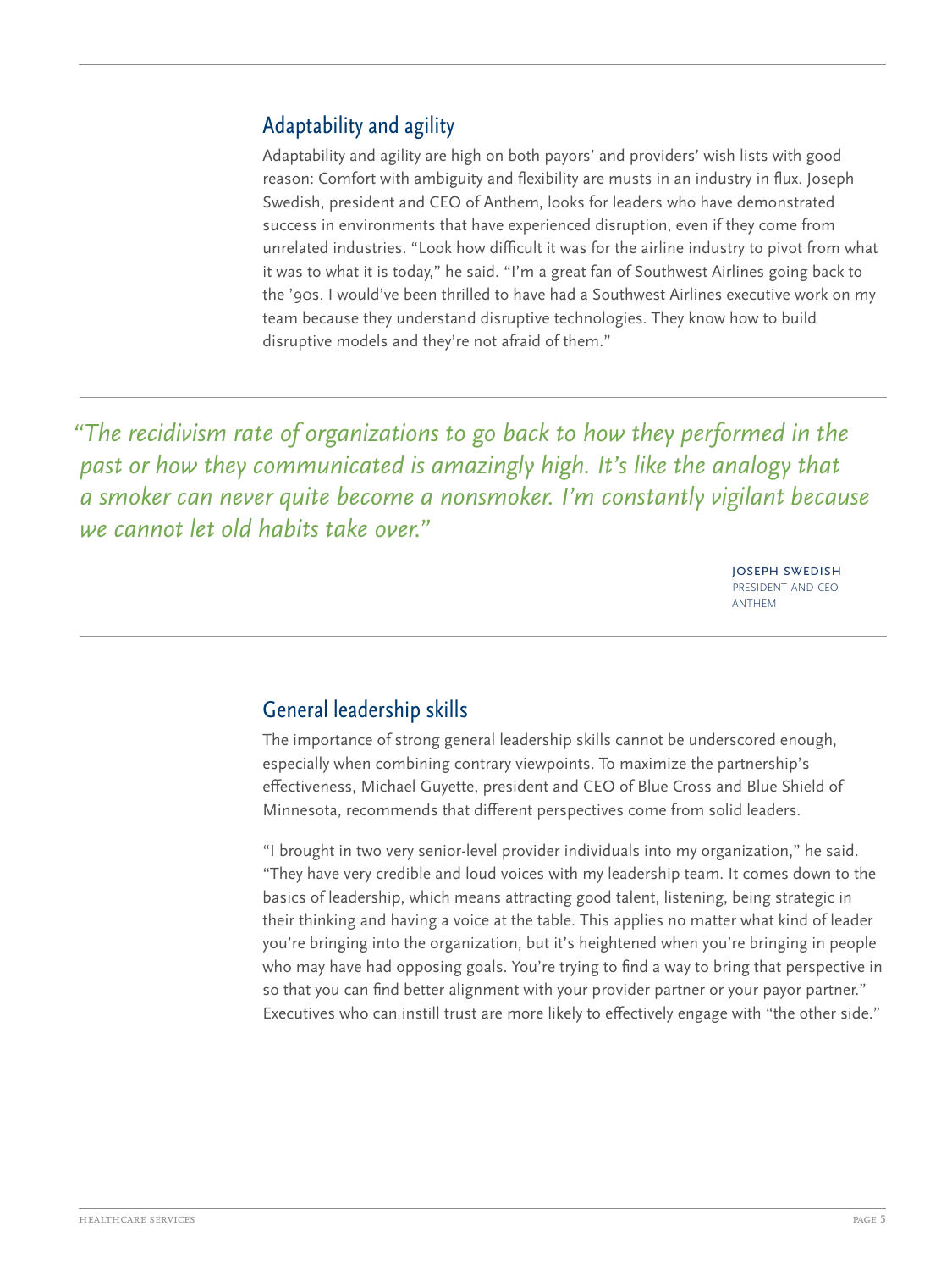## Adaptability and agility

Adaptability and agility are high on both payors' and providers' wish lists with good reason: Comfort with ambiguity and flexibility are musts in an industry in flux. Joseph Swedish, president and CEO of Anthem, looks for leaders who have demonstrated success in environments that have experienced disruption, even if they come from unrelated industries. "Look how difficult it was for the airline industry to pivot from what it was to what it is today," he said. "I'm a great fan of Southwest Airlines going back to the '90s. I would've been thrilled to have had a Southwest Airlines executive work on my team because they understand disruptive technologies. They know how to build disruptive models and they're not afraid of them."

> *"The recidivism rate of organizations to go back to how they performed in the past or how they communicated is amazingly high. It's like the analogy that a smoker can never quite become a nonsmoker. I'm constantly vigilant because we cannot let old habits take over."*
>
> JOSEPH SWEDISH
> PRESIDENT AND CEO
> ANTHEM

## General leadership skills

The importance of strong general leadership skills cannot be underscored enough, especially when combining contrary viewpoints. To maximize the partnership's effectiveness, Michael Guyette, president and CEO of Blue Cross and Blue Shield of Minnesota, recommends that different perspectives come from solid leaders.

"I brought in two very senior-level provider individuals into my organization," he said. "They have very credible and loud voices with my leadership team. It comes down to the basics of leadership, which means attracting good talent, listening, being strategic in their thinking and having a voice at the table. This applies no matter what kind of leader you're bringing into the organization, but it's heightened when you're bringing in people who may have had opposing goals. You're trying to find a way to bring that perspective in so that you can find better alignment with your provider partner or your payor partner." Executives who can instill trust are more likely to effectively engage with "the other side."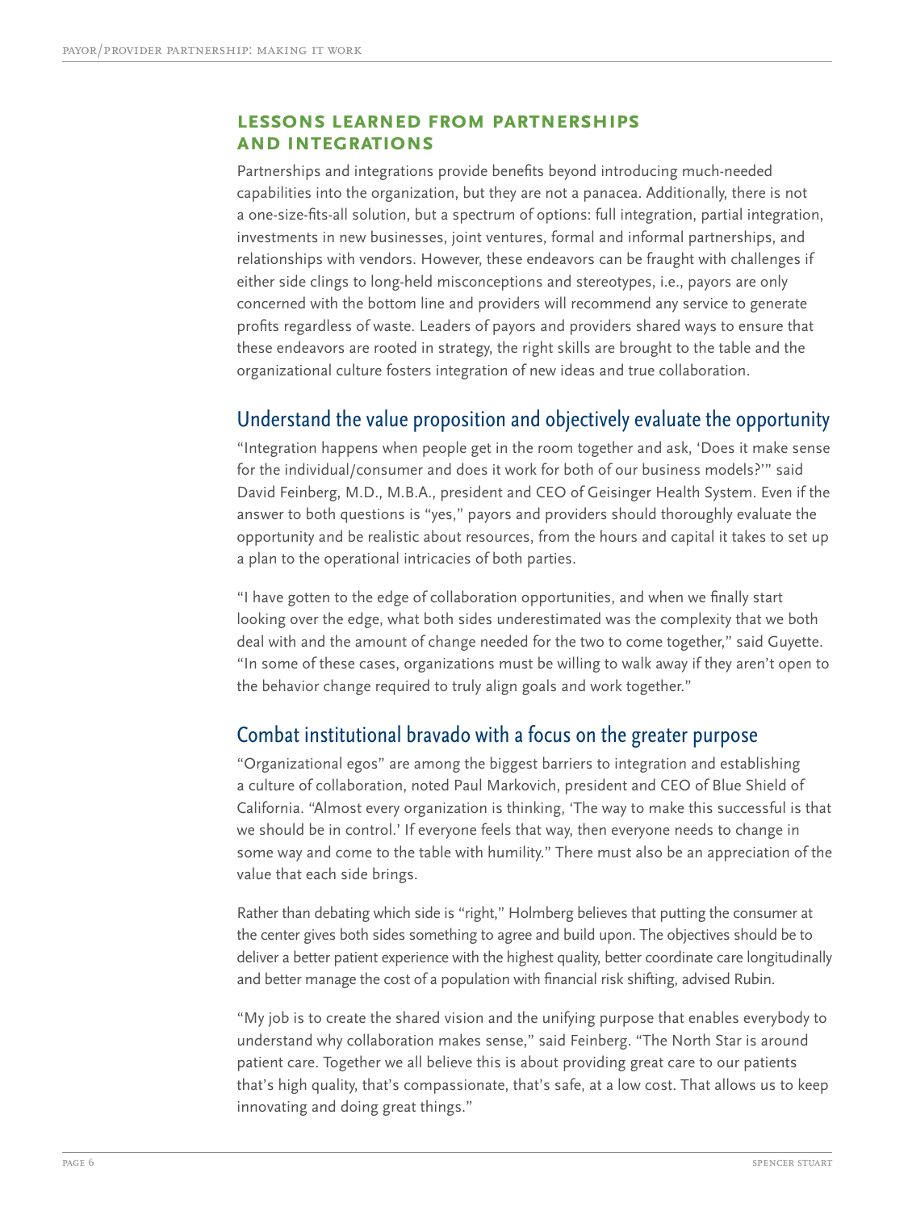## LESSONS LEARNED FROM PARTNERSHIPS AND INTEGRATIONS

Partnerships and integrations provide benefits beyond introducing much-needed capabilities into the organization, but they are not a panacea. Additionally, there is not a one-size-fits-all solution, but a spectrum of options: full integration, partial integration, investments in new businesses, joint ventures, formal and informal partnerships, and relationships with vendors. However, these endeavors can be fraught with challenges if either side clings to long-held misconceptions and stereotypes, i.e., payors are only concerned with the bottom line and providers will recommend any service to generate profits regardless of waste. Leaders of payors and providers shared ways to ensure that these endeavors are rooted in strategy, the right skills are brought to the table and the organizational culture fosters integration of new ideas and true collaboration.

### Understand the value proposition and objectively evaluate the opportunity

"Integration happens when people get in the room together and ask, 'Does it make sense for the individual/consumer and does it work for both of our business models?'" said David Feinberg, M.D., M.B.A., president and CEO of Geisinger Health System. Even if the answer to both questions is "yes," payors and providers should thoroughly evaluate the opportunity and be realistic about resources, from the hours and capital it takes to set up a plan to the operational intricacies of both parties.

"I have gotten to the edge of collaboration opportunities, and when we finally start looking over the edge, what both sides underestimated was the complexity that we both deal with and the amount of change needed for the two to come together," said Guyette. "In some of these cases, organizations must be willing to walk away if they aren't open to the behavior change required to truly align goals and work together."

### Combat institutional bravado with a focus on the greater purpose

"Organizational egos" are among the biggest barriers to integration and establishing a culture of collaboration, noted Paul Markovich, president and CEO of Blue Shield of California. "Almost every organization is thinking, 'The way to make this successful is that we should be in control.' If everyone feels that way, then everyone needs to change in some way and come to the table with humility." There must also be an appreciation of the value that each side brings.

Rather than debating which side is "right," Holmberg believes that putting the consumer at the center gives both sides something to agree and build upon. The objectives should be to deliver a better patient experience with the highest quality, better coordinate care longitudinally and better manage the cost of a population with financial risk shifting, advised Rubin.

"My job is to create the shared vision and the unifying purpose that enables everybody to understand why collaboration makes sense," said Feinberg. "The North Star is around patient care. Together we all believe this is about providing great care to our patients that's high quality, that's compassionate, that's safe, at a low cost. That allows us to keep innovating and doing great things."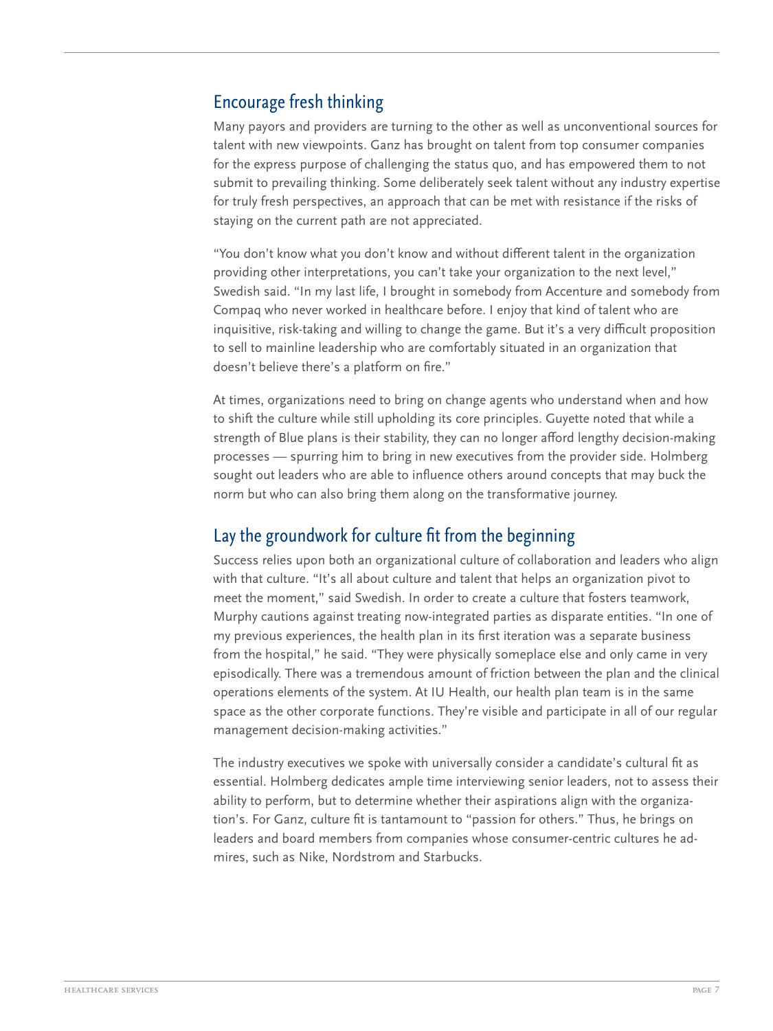## Encourage fresh thinking

Many payors and providers are turning to the other as well as unconventional sources for talent with new viewpoints. Ganz has brought on talent from top consumer companies for the express purpose of challenging the status quo, and has empowered them to not submit to prevailing thinking. Some deliberately seek talent without any industry expertise for truly fresh perspectives, an approach that can be met with resistance if the risks of staying on the current path are not appreciated.

"You don't know what you don't know and without different talent in the organization providing other interpretations, you can't take your organization to the next level," Swedish said. "In my last life, I brought in somebody from Accenture and somebody from Compaq who never worked in healthcare before. I enjoy that kind of talent who are inquisitive, risk-taking and willing to change the game. But it's a very difficult proposition to sell to mainline leadership who are comfortably situated in an organization that doesn't believe there's a platform on fire."

At times, organizations need to bring on change agents who understand when and how to shift the culture while still upholding its core principles. Guyette noted that while a strength of Blue plans is their stability, they can no longer afford lengthy decision-making processes — spurring him to bring in new executives from the provider side. Holmberg sought out leaders who are able to influence others around concepts that may buck the norm but who can also bring them along on the transformative journey.

## Lay the groundwork for culture fit from the beginning

Success relies upon both an organizational culture of collaboration and leaders who align with that culture. "It's all about culture and talent that helps an organization pivot to meet the moment," said Swedish. In order to create a culture that fosters teamwork, Murphy cautions against treating now-integrated parties as disparate entities. "In one of my previous experiences, the health plan in its first iteration was a separate business from the hospital," he said. "They were physically someplace else and only came in very episodically. There was a tremendous amount of friction between the plan and the clinical operations elements of the system. At IU Health, our health plan team is in the same space as the other corporate functions. They're visible and participate in all of our regular management decision-making activities."

The industry executives we spoke with universally consider a candidate's cultural fit as essential. Holmberg dedicates ample time interviewing senior leaders, not to assess their ability to perform, but to determine whether their aspirations align with the organization's. For Ganz, culture fit is tantamount to "passion for others." Thus, he brings on leaders and board members from companies whose consumer-centric cultures he admires, such as Nike, Nordstrom and Starbucks.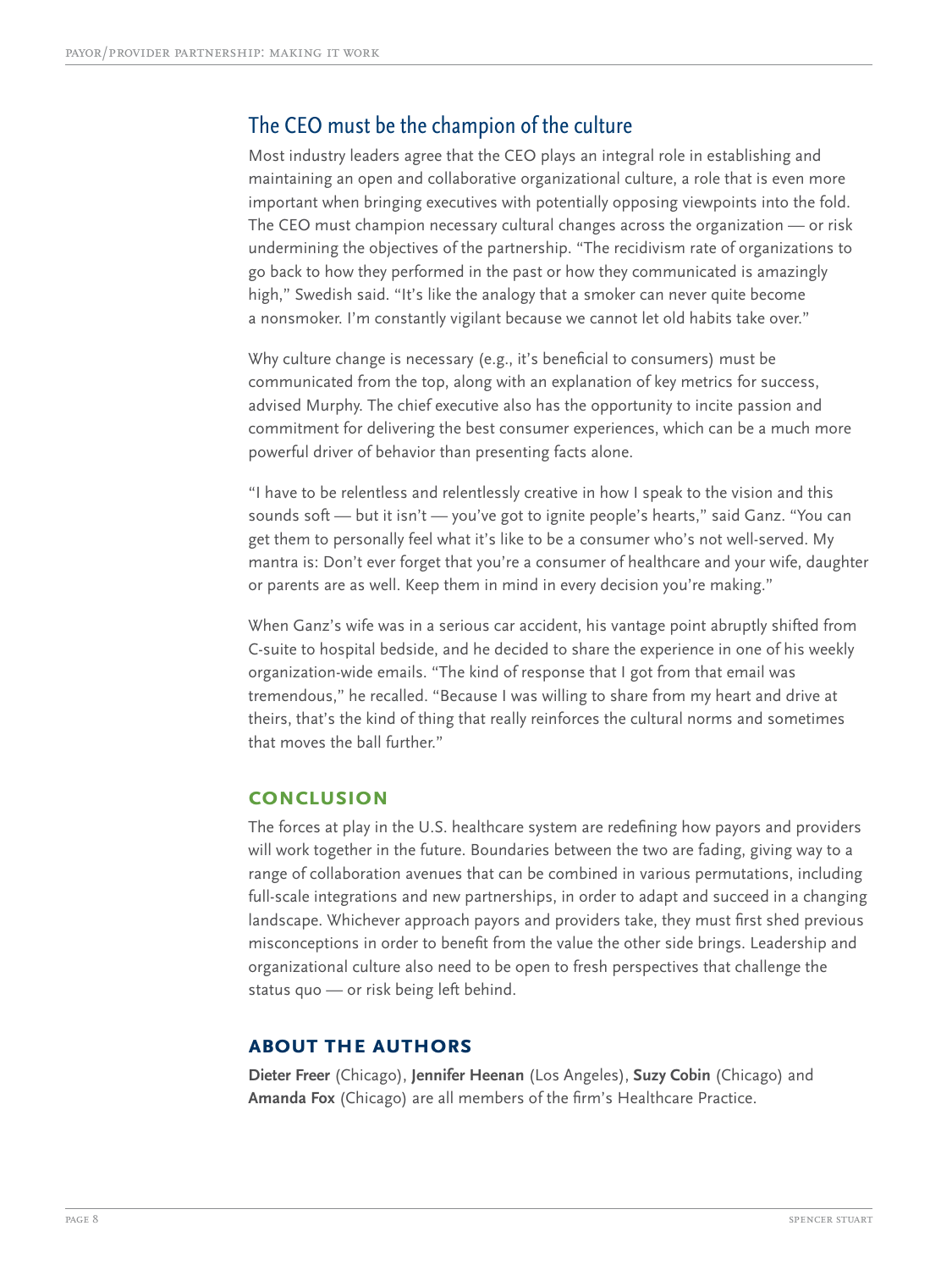## The CEO must be the champion of the culture

Most industry leaders agree that the CEO plays an integral role in establishing and maintaining an open and collaborative organizational culture, a role that is even more important when bringing executives with potentially opposing viewpoints into the fold. The CEO must champion necessary cultural changes across the organization — or risk undermining the objectives of the partnership. "The recidivism rate of organizations to go back to how they performed in the past or how they communicated is amazingly high," Swedish said. "It's like the analogy that a smoker can never quite become a nonsmoker. I'm constantly vigilant because we cannot let old habits take over."

Why culture change is necessary (e.g., it's beneficial to consumers) must be communicated from the top, along with an explanation of key metrics for success, advised Murphy. The chief executive also has the opportunity to incite passion and commitment for delivering the best consumer experiences, which can be a much more powerful driver of behavior than presenting facts alone.

"I have to be relentless and relentlessly creative in how I speak to the vision and this sounds soft — but it isn't — you've got to ignite people's hearts," said Ganz. "You can get them to personally feel what it's like to be a consumer who's not well-served. My mantra is: Don't ever forget that you're a consumer of healthcare and your wife, daughter or parents are as well. Keep them in mind in every decision you're making."

When Ganz's wife was in a serious car accident, his vantage point abruptly shifted from C-suite to hospital bedside, and he decided to share the experience in one of his weekly organization-wide emails. "The kind of response that I got from that email was tremendous," he recalled. "Because I was willing to share from my heart and drive at theirs, that's the kind of thing that really reinforces the cultural norms and sometimes that moves the ball further."

## CONCLUSION

The forces at play in the U.S. healthcare system are redefining how payors and providers will work together in the future. Boundaries between the two are fading, giving way to a range of collaboration avenues that can be combined in various permutations, including full-scale integrations and new partnerships, in order to adapt and succeed in a changing landscape. Whichever approach payors and providers take, they must first shed previous misconceptions in order to benefit from the value the other side brings. Leadership and organizational culture also need to be open to fresh perspectives that challenge the status quo — or risk being left behind.

## ABOUT THE AUTHORS

**Dieter Freer** (Chicago), **Jennifer Heenan** (Los Angeles), **Suzy Cobin** (Chicago) and **Amanda Fox** (Chicago) are all members of the firm's Healthcare Practice.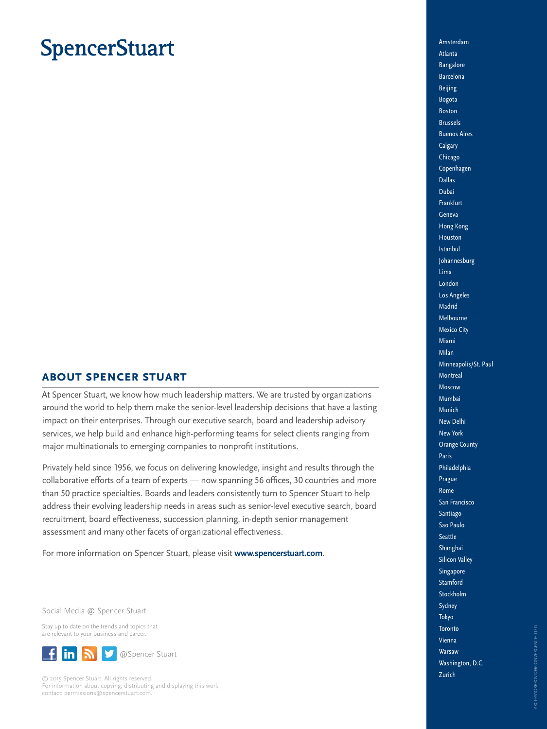# SpencerStuart

## ABOUT SPENCER STUART

At Spencer Stuart, we know how much leadership matters. We are trusted by organizations around the world to help them make the senior-level leadership decisions that have a lasting impact on their enterprises. Through our executive search, board and leadership advisory services, we help build and enhance high-performing teams for select clients ranging from major multinationals to emerging companies to nonprofit institutions.

Privately held since 1956, we focus on delivering knowledge, insight and results through the collaborative efforts of a team of experts — now spanning 56 offices, 30 countries and more than 50 practice specialties. Boards and leaders consistently turn to Spencer Stuart to help address their evolving leadership needs in areas such as senior-level executive search, board recruitment, board effectiveness, succession planning, in-depth senior management assessment and many other facets of organizational effectiveness.

For more information on Spencer Stuart, please visit **www.spencerstuart.com**.

Social Media @ Spencer Stuart

Stay up to date on the trends and topics that are relevant to your business and career.

@Spencer Stuart

© 2015 Spencer Stuart. All rights reserved.
For information about copying, distributing and displaying this work, contact: permissions@spencerstuart.com.

Amsterdam
Atlanta
Bangalore
Barcelona
Beijing
Bogota
Boston
Brussels
Buenos Aires
Calgary
Chicago
Copenhagen
Dallas
Dubai
Frankfurt
Geneva
Hong Kong
Houston
Istanbul
Johannesburg
Lima
London
Los Angeles
Madrid
Melbourne
Mexico City
Miami
Milan
Minneapolis/St. Paul
Montreal
Moscow
Mumbai
Munich
New Delhi
New York
Orange County
Paris
Philadelphia
Prague
Rome
San Francisco
Santiago
Sao Paulo
Seattle
Shanghai
Silicon Valley
Singapore
Stamford
Stockholm
Sydney
Tokyo
Toronto
Vienna
Warsaw
Washington, D.C.
Zurich